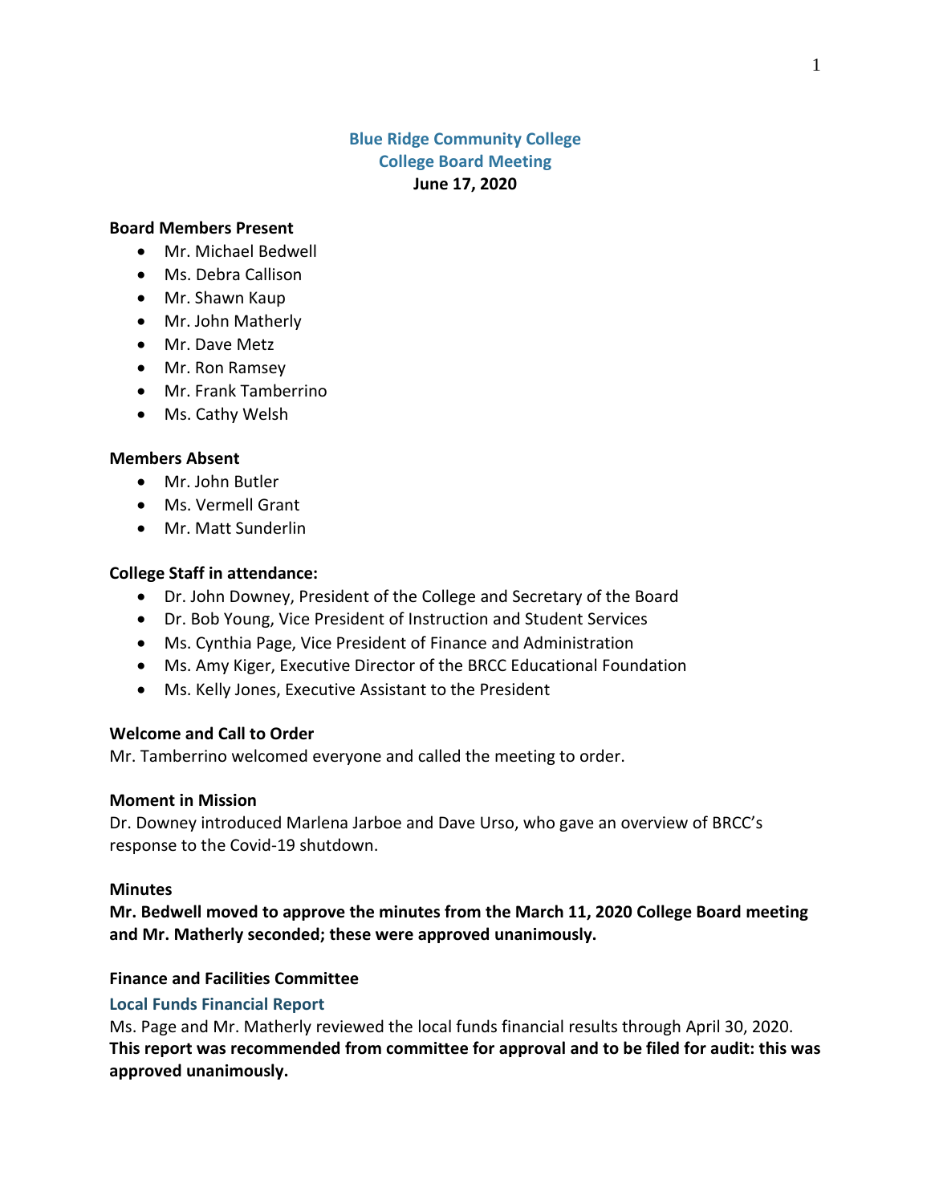# Blue Ridge Community College
## College Board Meeting
**June 17, 2020**

**Board Members Present**
- Mr. Michael Bedwell
- Ms. Debra Callison
- Mr. Shawn Kaup
- Mr. John Matherly
- Mr. Dave Metz
- Mr. Ron Ramsey
- Mr. Frank Tamberrino
- Ms. Cathy Welsh

**Members Absent**
- Mr. John Butler
- Ms. Vermell Grant
- Mr. Matt Sunderlin

**College Staff in attendance:**
- Dr. John Downey, President of the College and Secretary of the Board
- Dr. Bob Young, Vice President of Instruction and Student Services
- Ms. Cynthia Page, Vice President of Finance and Administration
- Ms. Amy Kiger, Executive Director of the BRCC Educational Foundation
- Ms. Kelly Jones, Executive Assistant to the President

**Welcome and Call to Order**

Mr. Tamberrino welcomed everyone and called the meeting to order.

**Moment in Mission**

Dr. Downey introduced Marlena Jarboe and Dave Urso, who gave an overview of BRCC's response to the Covid-19 shutdown.

**Minutes**

**Mr. Bedwell moved to approve the minutes from the March 11, 2020 College Board meeting and Mr. Matherly seconded; these were approved unanimously.**

**Finance and Facilities Committee**

### Local Funds Financial Report

Ms. Page and Mr. Matherly reviewed the local funds financial results through April 30, 2020. **This report was recommended from committee for approval and to be filed for audit: this was approved unanimously.**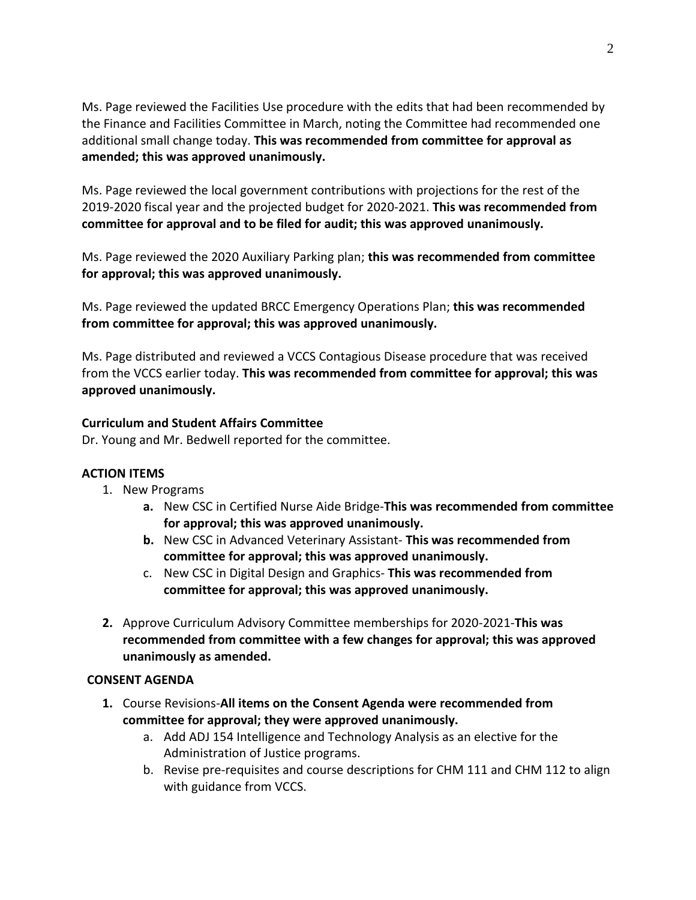Ms. Page reviewed the Facilities Use procedure with the edits that had been recommended by the Finance and Facilities Committee in March, noting the Committee had recommended one additional small change today. **This was recommended from committee for approval as amended; this was approved unanimously.**

Ms. Page reviewed the local government contributions with projections for the rest of the 2019-2020 fiscal year and the projected budget for 2020-2021. **This was recommended from committee for approval and to be filed for audit; this was approved unanimously.**

Ms. Page reviewed the 2020 Auxiliary Parking plan; **this was recommended from committee for approval; this was approved unanimously.**

Ms. Page reviewed the updated BRCC Emergency Operations Plan; **this was recommended from committee for approval; this was approved unanimously.**

Ms. Page distributed and reviewed a VCCS Contagious Disease procedure that was received from the VCCS earlier today. **This was recommended from committee for approval; this was approved unanimously.**

**Curriculum and Student Affairs Committee**
Dr. Young and Mr. Bedwell reported for the committee.

**ACTION ITEMS**

1. New Programs
    - **a.** New CSC in Certified Nurse Aide Bridge-**This was recommended from committee for approval; this was approved unanimously.**
    - **b.** New CSC in Advanced Veterinary Assistant- **This was recommended from committee for approval; this was approved unanimously.**
    - c. New CSC in Digital Design and Graphics- **This was recommended from committee for approval; this was approved unanimously.**
2. Approve Curriculum Advisory Committee memberships for 2020-2021-**This was recommended from committee with a few changes for approval; this was approved unanimously as amended.**

**CONSENT AGENDA**

1. Course Revisions-**All items on the Consent Agenda were recommended from committee for approval; they were approved unanimously.**
    - a. Add ADJ 154 Intelligence and Technology Analysis as an elective for the Administration of Justice programs.
    - b. Revise pre-requisites and course descriptions for CHM 111 and CHM 112 to align with guidance from VCCS.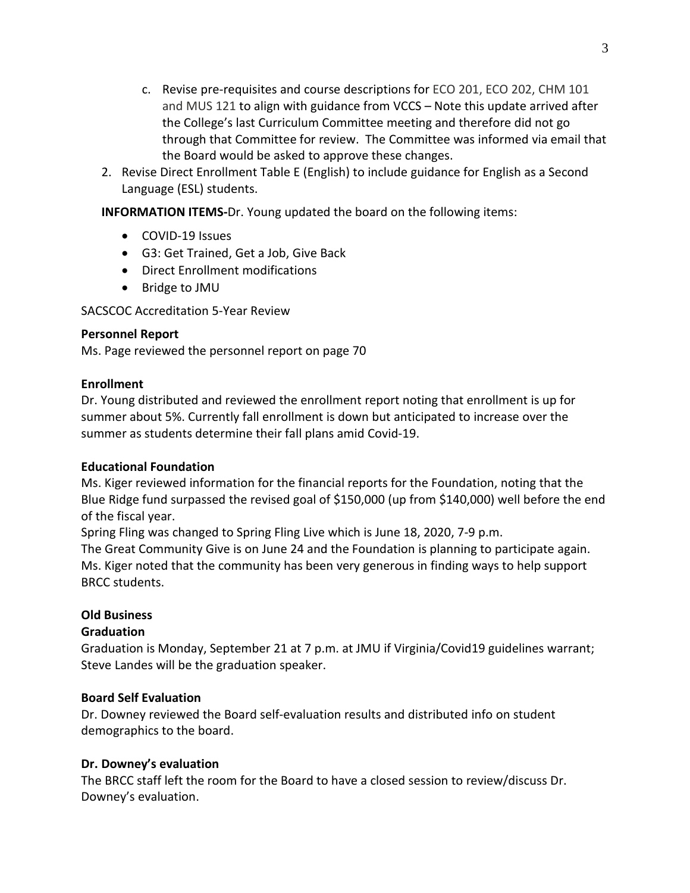c. Revise pre-requisites and course descriptions for ECO 201, ECO 202, CHM 101 and MUS 121 to align with guidance from VCCS – Note this update arrived after the College's last Curriculum Committee meeting and therefore did not go through that Committee for review. The Committee was informed via email that the Board would be asked to approve these changes.

2. Revise Direct Enrollment Table E (English) to include guidance for English as a Second Language (ESL) students.

**INFORMATION ITEMS-**Dr. Young updated the board on the following items:

- COVID-19 Issues
- G3: Get Trained, Get a Job, Give Back
- Direct Enrollment modifications
- Bridge to JMU

SACSCOC Accreditation 5-Year Review

**Personnel Report**

Ms. Page reviewed the personnel report on page 70

**Enrollment**

Dr. Young distributed and reviewed the enrollment report noting that enrollment is up for summer about 5%. Currently fall enrollment is down but anticipated to increase over the summer as students determine their fall plans amid Covid-19.

**Educational Foundation**

Ms. Kiger reviewed information for the financial reports for the Foundation, noting that the Blue Ridge fund surpassed the revised goal of $150,000 (up from $140,000) well before the end of the fiscal year.

Spring Fling was changed to Spring Fling Live which is June 18, 2020, 7-9 p.m.

The Great Community Give is on June 24 and the Foundation is planning to participate again. Ms. Kiger noted that the community has been very generous in finding ways to help support BRCC students.

**Old Business**

**Graduation**

Graduation is Monday, September 21 at 7 p.m. at JMU if Virginia/Covid19 guidelines warrant; Steve Landes will be the graduation speaker.

**Board Self Evaluation**

Dr. Downey reviewed the Board self-evaluation results and distributed info on student demographics to the board.

**Dr. Downey's evaluation**

The BRCC staff left the room for the Board to have a closed session to review/discuss Dr. Downey's evaluation.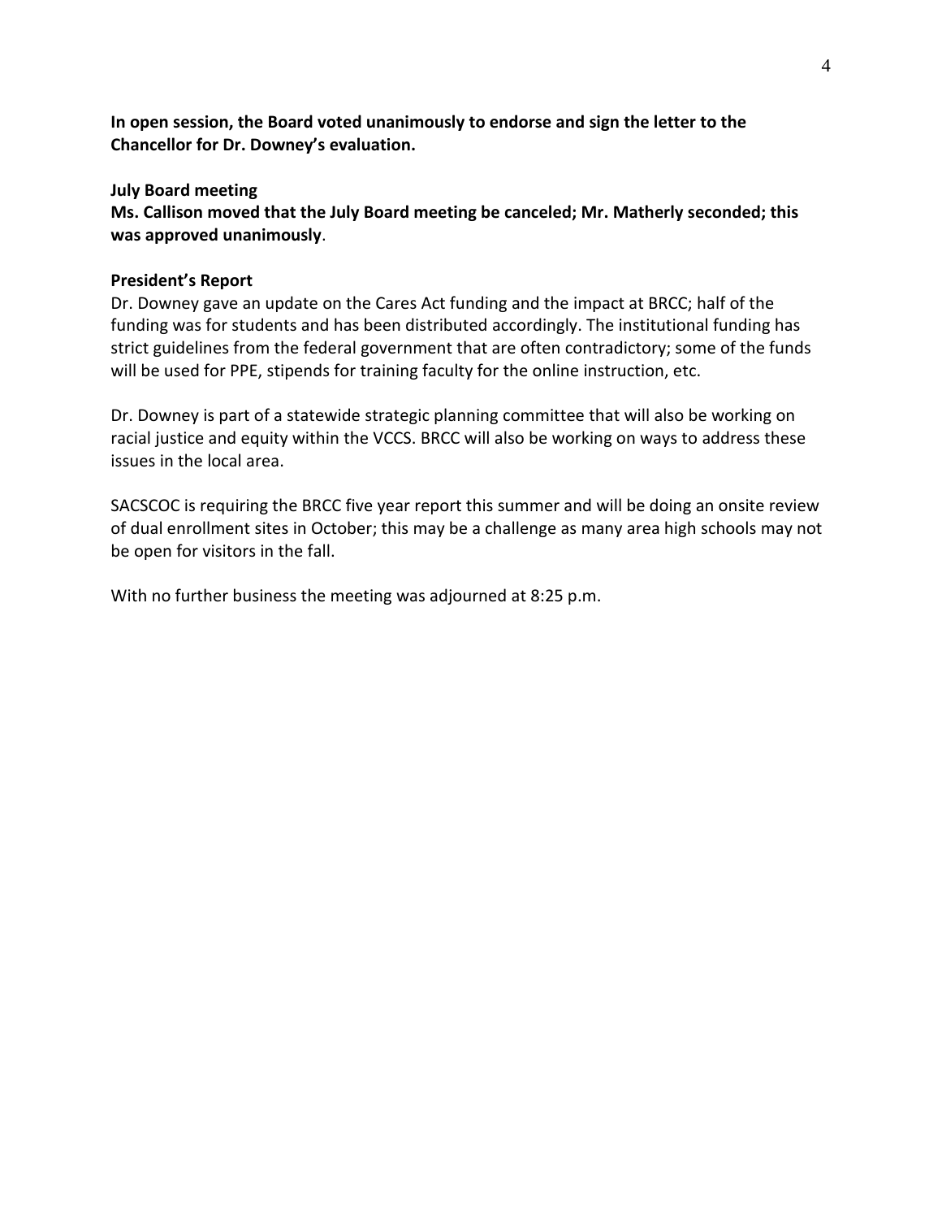**In open session, the Board voted unanimously to endorse and sign the letter to the Chancellor for Dr. Downey's evaluation.**

**July Board meeting**

**Ms. Callison moved that the July Board meeting be canceled; Mr. Matherly seconded; this was approved unanimously**.

**President's Report**

Dr. Downey gave an update on the Cares Act funding and the impact at BRCC; half of the funding was for students and has been distributed accordingly. The institutional funding has strict guidelines from the federal government that are often contradictory; some of the funds will be used for PPE, stipends for training faculty for the online instruction, etc.

Dr. Downey is part of a statewide strategic planning committee that will also be working on racial justice and equity within the VCCS. BRCC will also be working on ways to address these issues in the local area.

SACSCOC is requiring the BRCC five year report this summer and will be doing an onsite review of dual enrollment sites in October; this may be a challenge as many area high schools may not be open for visitors in the fall.

With no further business the meeting was adjourned at 8:25 p.m.